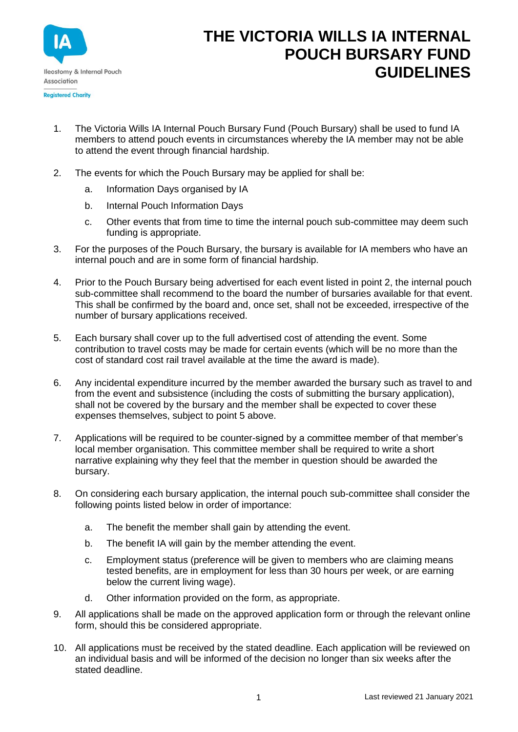Ileostomy & Internal Pouch Association

Registered Charity

# THE VICTORIA WILLS IA INTERNAL POUCH BURSARY FUND GUIDELINES

1. The Victoria Wills IA Internal Pouch Bursary Fund (Pouch Bursary) shall be used to fund IA members to attend pouch events in circumstances whereby the IA member may not be able to attend the event through financial hardship.

2. The events for which the Pouch Bursary may be applied for shall be:

   a. Information Days organised by IA

   b. Internal Pouch Information Days

   c. Other events that from time to time the internal pouch sub-committee may deem such funding is appropriate.

3. For the purposes of the Pouch Bursary, the bursary is available for IA members who have an internal pouch and are in some form of financial hardship.

4. Prior to the Pouch Bursary being advertised for each event listed in point 2, the internal pouch sub-committee shall recommend to the board the number of bursaries available for that event. This shall be confirmed by the board and, once set, shall not be exceeded, irrespective of the number of bursary applications received.

5. Each bursary shall cover up to the full advertised cost of attending the event. Some contribution to travel costs may be made for certain events (which will be no more than the cost of standard cost rail travel available at the time the award is made).

6. Any incidental expenditure incurred by the member awarded the bursary such as travel to and from the event and subsistence (including the costs of submitting the bursary application), shall not be covered by the bursary and the member shall be expected to cover these expenses themselves, subject to point 5 above.

7. Applications will be required to be counter-signed by a committee member of that member's local member organisation. This committee member shall be required to write a short narrative explaining why they feel that the member in question should be awarded the bursary.

8. On considering each bursary application, the internal pouch sub-committee shall consider the following points listed below in order of importance:

   a. The benefit the member shall gain by attending the event.

   b. The benefit IA will gain by the member attending the event.

   c. Employment status (preference will be given to members who are claiming means tested benefits, are in employment for less than 30 hours per week, or are earning below the current living wage).

   d. Other information provided on the form, as appropriate.

9. All applications shall be made on the approved application form or through the relevant online form, should this be considered appropriate.

10. All applications must be received by the stated deadline. Each application will be reviewed on an individual basis and will be informed of the decision no longer than six weeks after the stated deadline.

Last reviewed 21 January 2021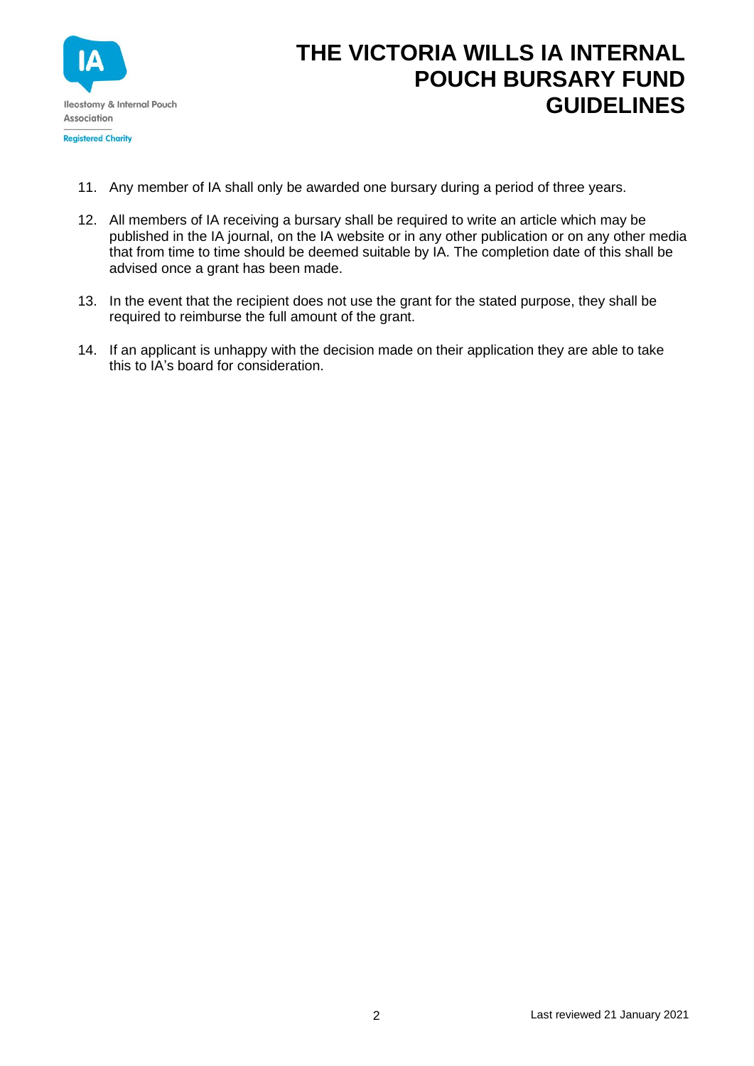11. Any member of IA shall only be awarded one bursary during a period of three years.

12. All members of IA receiving a bursary shall be required to write an article which may be published in the IA journal, on the IA website or in any other publication or on any other media that from time to time should be deemed suitable by IA. The completion date of this shall be advised once a grant has been made.

13. In the event that the recipient does not use the grant for the stated purpose, they shall be required to reimburse the full amount of the grant.

14. If an applicant is unhappy with the decision made on their application they are able to take this to IA's board for consideration.

Last reviewed 21 January 2021